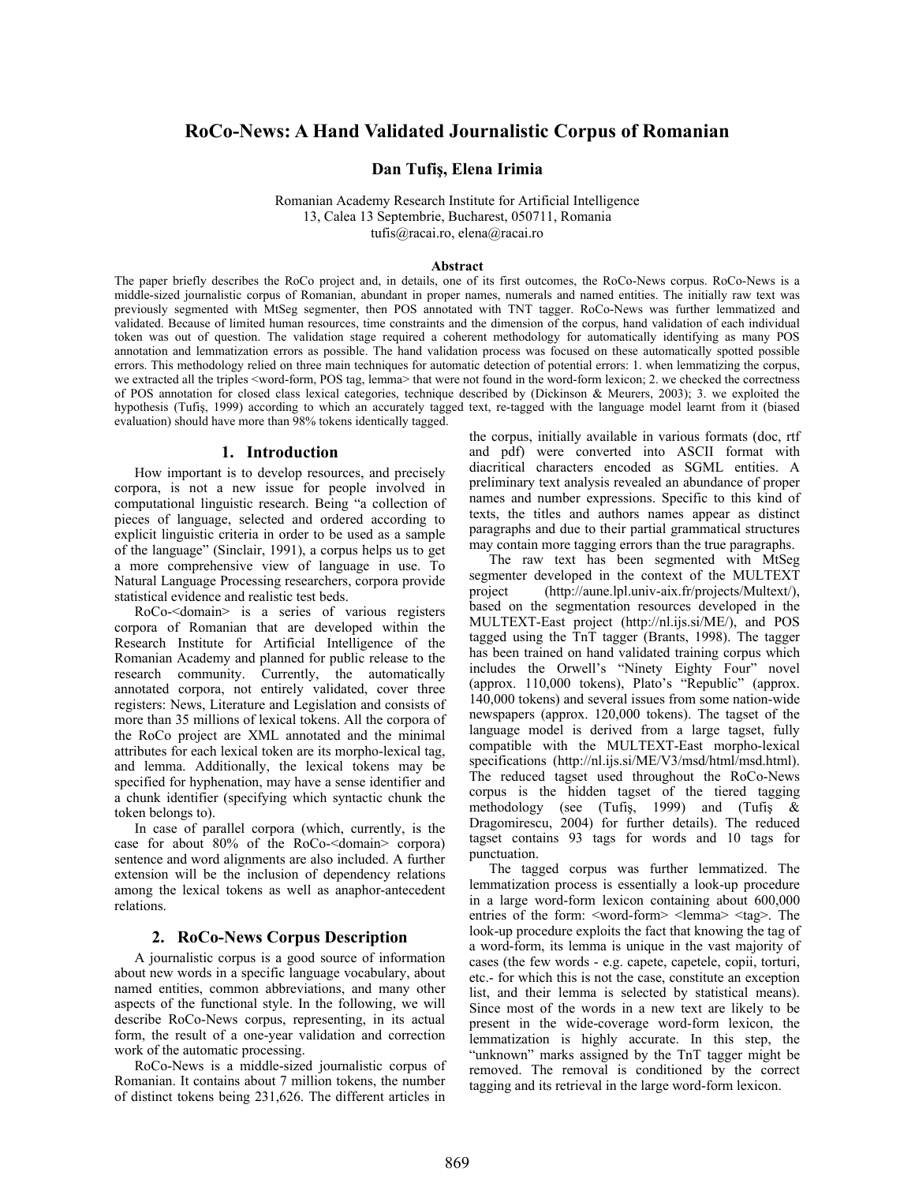# RoCo-News: A Hand Validated Journalistic Corpus of Romanian

**Dan Tufiş, Elena Irimia**

Romanian Academy Research Institute for Artificial Intelligence
13, Calea 13 Septembrie, Bucharest, 050711, Romania
tufis@racai.ro, elena@racai.ro

### Abstract

The paper briefly describes the RoCo project and, in details, one of its first outcomes, the RoCo-News corpus. RoCo-News is a middle-sized journalistic corpus of Romanian, abundant in proper names, numerals and named entities. The initially raw text was previously segmented with MtSeg segmenter, then POS annotated with TNT tagger. RoCo-News was further lemmatized and validated. Because of limited human resources, time constraints and the dimension of the corpus, hand validation of each individual token was out of question. The validation stage required a coherent methodology for automatically identifying as many POS annotation and lemmatization errors as possible. The hand validation process was focused on these automatically spotted possible errors. This methodology relied on three main techniques for automatic detection of potential errors: 1. when lemmatizing the corpus, we extracted all the triples <word-form, POS tag, lemma> that were not found in the word-form lexicon; 2. we checked the correctness of POS annotation for closed class lexical categories, technique described by (Dickinson & Meurers, 2003); 3. we exploited the hypothesis (Tufiş, 1999) according to which an accurately tagged text, re-tagged with the language model learnt from it (biased evaluation) should have more than 98% tokens identically tagged.

## 1. Introduction

How important is to develop resources, and precisely corpora, is not a new issue for people involved in computational linguistic research. Being "a collection of pieces of language, selected and ordered according to explicit linguistic criteria in order to be used as a sample of the language" (Sinclair, 1991), a corpus helps us to get a more comprehensive view of language in use. To Natural Language Processing researchers, corpora provide statistical evidence and realistic test beds.

RoCo-<domain> is a series of various registers corpora of Romanian that are developed within the Research Institute for Artificial Intelligence of the Romanian Academy and planned for public release to the research community. Currently, the automatically annotated corpora, not entirely validated, cover three registers: News, Literature and Legislation and consists of more than 35 millions of lexical tokens. All the corpora of the RoCo project are XML annotated and the minimal attributes for each lexical token are its morpho-lexical tag, and lemma. Additionally, the lexical tokens may be specified for hyphenation, may have a sense identifier and a chunk identifier (specifying which syntactic chunk the token belongs to).

In case of parallel corpora (which, currently, is the case for about 80% of the RoCo-<domain> corpora) sentence and word alignments are also included. A further extension will be the inclusion of dependency relations among the lexical tokens as well as anaphor-antecedent relations.

## 2. RoCo-News Corpus Description

A journalistic corpus is a good source of information about new words in a specific language vocabulary, about named entities, common abbreviations, and many other aspects of the functional style. In the following, we will describe RoCo-News corpus, representing, in its actual form, the result of a one-year validation and correction work of the automatic processing.

RoCo-News is a middle-sized journalistic corpus of Romanian. It contains about 7 million tokens, the number of distinct tokens being 231,626. The different articles in the corpus, initially available in various formats (doc, rtf and pdf) were converted into ASCII format with diacritical characters encoded as SGML entities. A preliminary text analysis revealed an abundance of proper names and number expressions. Specific to this kind of texts, the titles and authors names appear as distinct paragraphs and due to their partial grammatical structures may contain more tagging errors than the true paragraphs.

The raw text has been segmented with MtSeg segmenter developed in the context of the MULTEXT project (http://aune.lpl.univ-aix.fr/projects/Multext/), based on the segmentation resources developed in the MULTEXT-East project (http://nl.ijs.si/ME/), and POS tagged using the TnT tagger (Brants, 1998). The tagger has been trained on hand validated training corpus which includes the Orwell's "Ninety Eighty Four" novel (approx. 110,000 tokens), Plato's "Republic" (approx. 140,000 tokens) and several issues from some nation-wide newspapers (approx. 120,000 tokens). The tagset of the language model is derived from a large tagset, fully compatible with the MULTEXT-East morpho-lexical specifications (http://nl.ijs.si/ME/V3/msd/html/msd.html). The reduced tagset used throughout the RoCo-News corpus is the hidden tagset of the tiered tagging methodology (see (Tufiş, 1999) and (Tufiş & Dragomirescu, 2004) for further details). The reduced tagset contains 93 tags for words and 10 tags for punctuation.

The tagged corpus was further lemmatized. The lemmatization process is essentially a look-up procedure in a large word-form lexicon containing about 600,000 entries of the form: <word-form> <lemma> <tag>. The look-up procedure exploits the fact that knowing the tag of a word-form, its lemma is unique in the vast majority of cases (the few words - e.g. capete, capetele, copii, torturi, etc.- for which this is not the case, constitute an exception list, and their lemma is selected by statistical means). Since most of the words in a new text are likely to be present in the wide-coverage word-form lexicon, the lemmatization is highly accurate. In this step, the "unknown" marks assigned by the TnT tagger might be removed. The removal is conditioned by the correct tagging and its retrieval in the large word-form lexicon.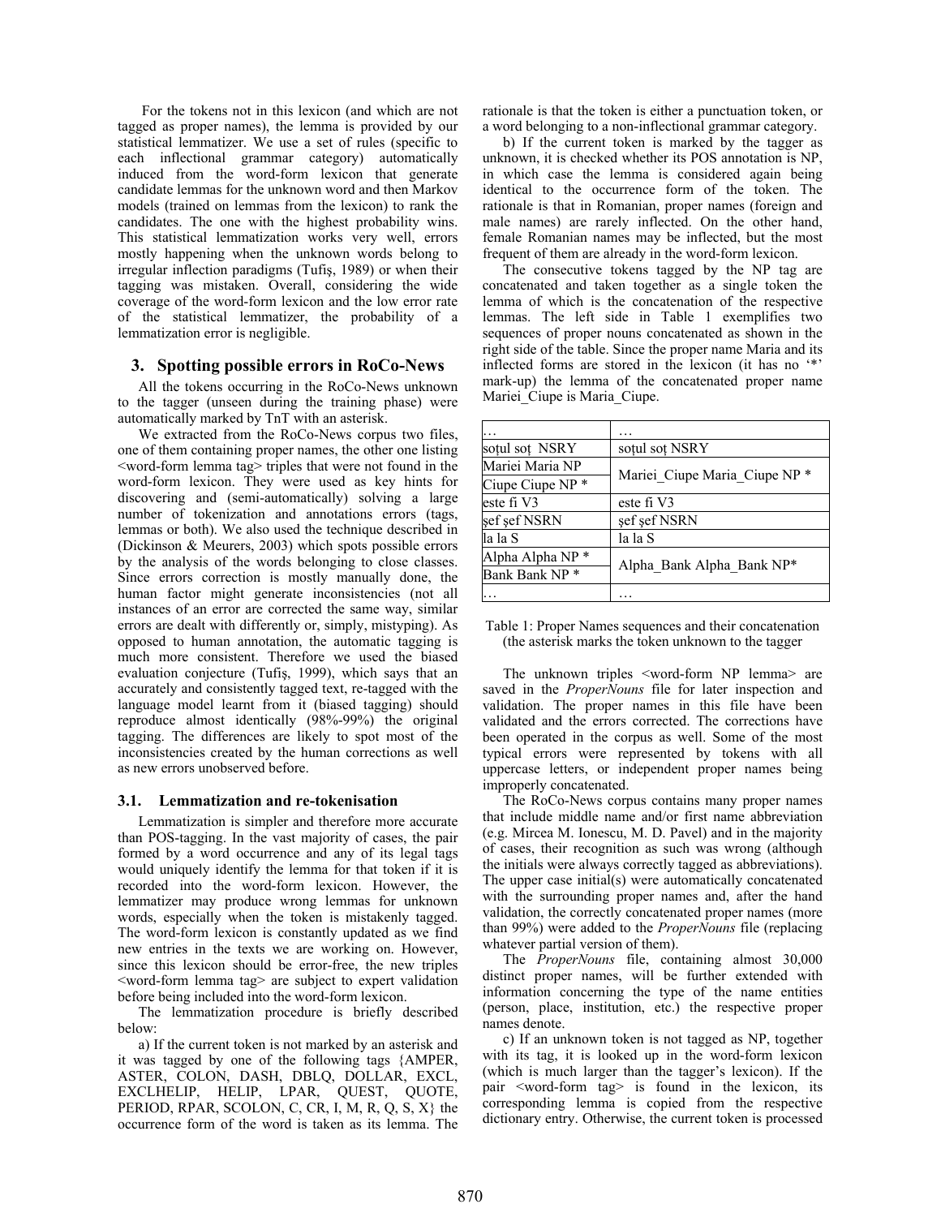For the tokens not in this lexicon (and which are not tagged as proper names), the lemma is provided by our statistical lemmatizer. We use a set of rules (specific to each inflectional grammar category) automatically induced from the word-form lexicon that generate candidate lemmas for the unknown word and then Markov models (trained on lemmas from the lexicon) to rank the candidates. The one with the highest probability wins. This statistical lemmatization works very well, errors mostly happening when the unknown words belong to irregular inflection paradigms (Tufiş, 1989) or when their tagging was mistaken. Overall, considering the wide coverage of the word-form lexicon and the low error rate of the statistical lemmatizer, the probability of a lemmatization error is negligible.

## 3. Spotting possible errors in RoCo-News

All the tokens occurring in the RoCo-News unknown to the tagger (unseen during the training phase) were automatically marked by TnT with an asterisk.

We extracted from the RoCo-News corpus two files, one of them containing proper names, the other one listing <word-form lemma tag> triples that were not found in the word-form lexicon. They were used as key hints for discovering and (semi-automatically) solving a large number of tokenization and annotations errors (tags, lemmas or both). We also used the technique described in (Dickinson & Meurers, 2003) which spots possible errors by the analysis of the words belonging to close classes. Since errors correction is mostly manually done, the human factor might generate inconsistencies (not all instances of an error are corrected the same way, similar errors are dealt with differently or, simply, mistyping). As opposed to human annotation, the automatic tagging is much more consistent. Therefore we used the biased evaluation conjecture (Tufiş, 1999), which says that an accurately and consistently tagged text, re-tagged with the language model learnt from it (biased tagging) should reproduce almost identically (98%-99%) the original tagging. The differences are likely to spot most of the inconsistencies created by the human corrections as well as new errors unobserved before.

### 3.1. Lemmatization and re-tokenisation

Lemmatization is simpler and therefore more accurate than POS-tagging. In the vast majority of cases, the pair formed by a word occurrence and any of its legal tags would uniquely identify the lemma for that token if it is recorded into the word-form lexicon. However, the lemmatizer may produce wrong lemmas for unknown words, especially when the token is mistakenly tagged. The word-form lexicon is constantly updated as we find new entries in the texts we are working on. However, since this lexicon should be error-free, the new triples <word-form lemma tag> are subject to expert validation before being included into the word-form lexicon.

The lemmatization procedure is briefly described below:

a) If the current token is not marked by an asterisk and it was tagged by one of the following tags {AMPER, ASTER, COLON, DASH, DBLQ, DOLLAR, EXCL, EXCLHELIP, HELIP, LPAR, QUEST, QUOTE, PERIOD, RPAR, SCOLON, C, CR, I, M, R, Q, S, X} the occurrence form of the word is taken as its lemma. The rationale is that the token is either a punctuation token, or a word belonging to a non-inflectional grammar category.

b) If the current token is marked by the tagger as unknown, it is checked whether its POS annotation is NP, in which case the lemma is considered again being identical to the occurrence form of the token. The rationale is that in Romanian, proper names (foreign and male names) are rarely inflected. On the other hand, female Romanian names may be inflected, but the most frequent of them are already in the word-form lexicon.

The consecutive tokens tagged by the NP tag are concatenated and taken together as a single token the lemma of which is the concatenation of the respective lemmas. The left side in Table 1 exemplifies two sequences of proper nouns concatenated as shown in the right side of the table. Since the proper name Maria and its inflected forms are stored in the lexicon (it has no '*' mark-up) the lemma of the concatenated proper name Mariei_Ciupe is Maria_Ciupe.

| … | … |
|---|---|
| soţul soţ NSRY | soţul soţ NSRY |
| Mariei Maria NP | Mariei_Ciupe Maria_Ciupe NP * |
| Ciupe Ciupe NP * | |
| este fi V3 | este fi V3 |
| şef şef NSRN | şef şef NSRN |
| la la S | la la S |
| Alpha Alpha NP * | Alpha_Bank Alpha_Bank NP* |
| Bank Bank NP * | |
| … | … |

Table 1: Proper Names sequences and their concatenation (the asterisk marks the token unknown to the tagger

The unknown triples <word-form NP lemma> are saved in the *ProperNouns* file for later inspection and validation. The proper names in this file have been validated and the errors corrected. The corrections have been operated in the corpus as well. Some of the most typical errors were represented by tokens with all uppercase letters, or independent proper names being improperly concatenated.

The RoCo-News corpus contains many proper names that include middle name and/or first name abbreviation (e.g. Mircea M. Ionescu, M. D. Pavel) and in the majority of cases, their recognition as such was wrong (although the initials were always correctly tagged as abbreviations). The upper case initial(s) were automatically concatenated with the surrounding proper names and, after the hand validation, the correctly concatenated proper names (more than 99%) were added to the *ProperNouns* file (replacing whatever partial version of them).

The *ProperNouns* file, containing almost 30,000 distinct proper names, will be further extended with information concerning the type of the name entities (person, place, institution, etc.) the respective proper names denote.

c) If an unknown token is not tagged as NP, together with its tag, it is looked up in the word-form lexicon (which is much larger than the tagger's lexicon). If the pair <word-form tag> is found in the lexicon, its corresponding lemma is copied from the respective dictionary entry. Otherwise, the current token is processed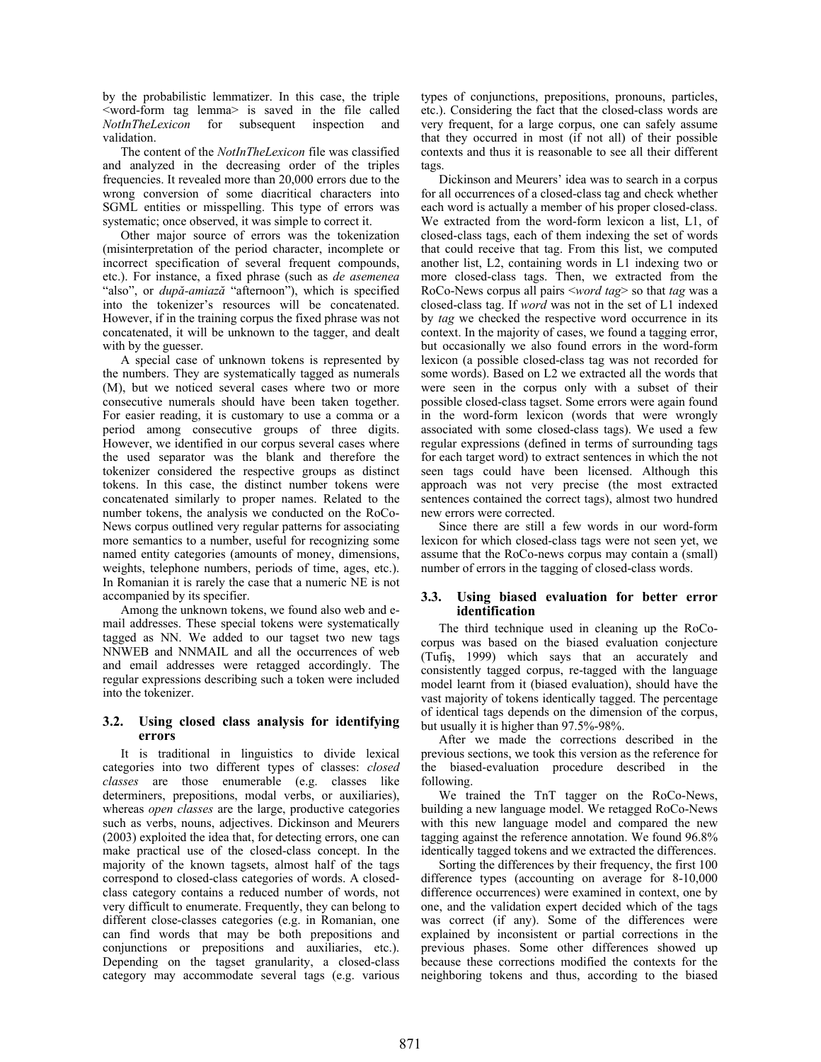by the probabilistic lemmatizer. In this case, the triple <word-form tag lemma> is saved in the file called *NotInTheLexicon* for subsequent inspection and validation.

The content of the *NotInTheLexicon* file was classified and analyzed in the decreasing order of the triples frequencies. It revealed more than 20,000 errors due to the wrong conversion of some diacritical characters into SGML entities or misspelling. This type of errors was systematic; once observed, it was simple to correct it.

Other major source of errors was the tokenization (misinterpretation of the period character, incomplete or incorrect specification of several frequent compounds, etc.). For instance, a fixed phrase (such as *de asemenea* "also", or *după-amiază* "afternoon"), which is specified into the tokenizer's resources will be concatenated. However, if in the training corpus the fixed phrase was not concatenated, it will be unknown to the tagger, and dealt with by the guesser.

A special case of unknown tokens is represented by the numbers. They are systematically tagged as numerals (M), but we noticed several cases where two or more consecutive numerals should have been taken together. For easier reading, it is customary to use a comma or a period among consecutive groups of three digits. However, we identified in our corpus several cases where the used separator was the blank and therefore the tokenizer considered the respective groups as distinct tokens. In this case, the distinct number tokens were concatenated similarly to proper names. Related to the number tokens, the analysis we conducted on the RoCo-News corpus outlined very regular patterns for associating more semantics to a number, useful for recognizing some named entity categories (amounts of money, dimensions, weights, telephone numbers, periods of time, ages, etc.). In Romanian it is rarely the case that a numeric NE is not accompanied by its specifier.

Among the unknown tokens, we found also web and e-mail addresses. These special tokens were systematically tagged as NN. We added to our tagset two new tags NNWEB and NNMAIL and all the occurrences of web and email addresses were retagged accordingly. The regular expressions describing such a token were included into the tokenizer.

### 3.2. Using closed class analysis for identifying errors

It is traditional in linguistics to divide lexical categories into two different types of classes: *closed classes* are those enumerable (e.g. classes like determiners, prepositions, modal verbs, or auxiliaries), whereas *open classes* are the large, productive categories such as verbs, nouns, adjectives. Dickinson and Meurers (2003) exploited the idea that, for detecting errors, one can make practical use of the closed-class concept. In the majority of the known tagsets, almost half of the tags correspond to closed-class categories of words. A closed-class category contains a reduced number of words, not very difficult to enumerate. Frequently, they can belong to different close-classes categories (e.g. in Romanian, one can find words that may be both prepositions and conjunctions or prepositions and auxiliaries, etc.). Depending on the tagset granularity, a closed-class category may accommodate several tags (e.g. various types of conjunctions, prepositions, pronouns, particles, etc.). Considering the fact that the closed-class words are very frequent, for a large corpus, one can safely assume that they occurred in most (if not all) of their possible contexts and thus it is reasonable to see all their different tags.

Dickinson and Meurers' idea was to search in a corpus for all occurrences of a closed-class tag and check whether each word is actually a member of his proper closed-class. We extracted from the word-form lexicon a list, L1, of closed-class tags, each of them indexing the set of words that could receive that tag. From this list, we computed another list, L2, containing words in L1 indexing two or more closed-class tags. Then, we extracted from the RoCo-News corpus all pairs <*word tag*> so that *tag* was a closed-class tag. If *word* was not in the set of L1 indexed by *tag* we checked the respective word occurrence in its context. In the majority of cases, we found a tagging error, but occasionally we also found errors in the word-form lexicon (a possible closed-class tag was not recorded for some words). Based on L2 we extracted all the words that were seen in the corpus only with a subset of their possible closed-class tagset. Some errors were again found in the word-form lexicon (words that were wrongly associated with some closed-class tags). We used a few regular expressions (defined in terms of surrounding tags for each target word) to extract sentences in which the not seen tags could have been licensed. Although this approach was not very precise (the most extracted sentences contained the correct tags), almost two hundred new errors were corrected.

Since there are still a few words in our word-form lexicon for which closed-class tags were not seen yet, we assume that the RoCo-news corpus may contain a (small) number of errors in the tagging of closed-class words.

### 3.3. Using biased evaluation for better error identification

The third technique used in cleaning up the RoCo-corpus was based on the biased evaluation conjecture (Tufiş, 1999) which says that an accurately and consistently tagged corpus, re-tagged with the language model learnt from it (biased evaluation), should have the vast majority of tokens identically tagged. The percentage of identical tags depends on the dimension of the corpus, but usually it is higher than 97.5%-98%.

After we made the corrections described in the previous sections, we took this version as the reference for the biased-evaluation procedure described in the following.

We trained the TnT tagger on the RoCo-News, building a new language model. We retagged RoCo-News with this new language model and compared the new tagging against the reference annotation. We found 96.8% identically tagged tokens and we extracted the differences.

Sorting the differences by their frequency, the first 100 difference types (accounting on average for 8-10,000 difference occurrences) were examined in context, one by one, and the validation expert decided which of the tags was correct (if any). Some of the differences were explained by inconsistent or partial corrections in the previous phases. Some other differences showed up because these corrections modified the contexts for the neighboring tokens and thus, according to the biased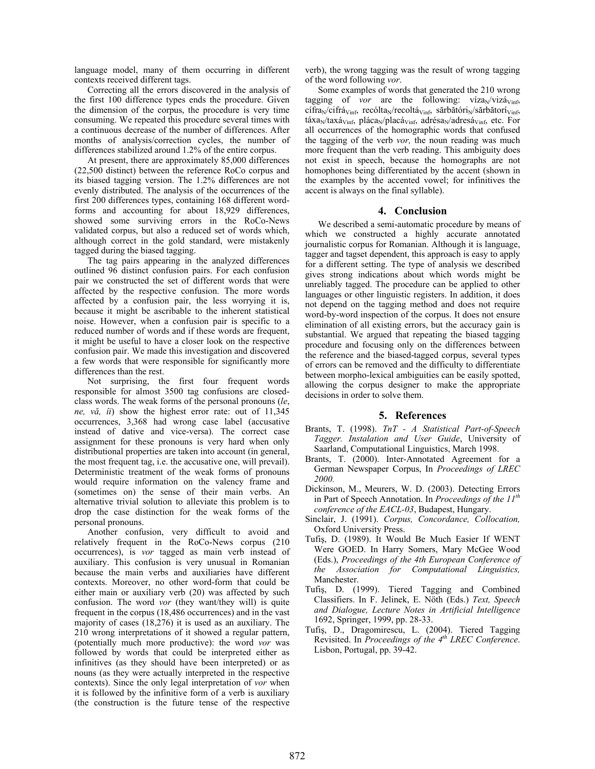language model, many of them occurring in different contexts received different tags.

Correcting all the errors discovered in the analysis of the first 100 difference types ends the procedure. Given the dimension of the corpus, the procedure is very time consuming. We repeated this procedure several times with a continuous decrease of the number of differences. After months of analysis/correction cycles, the number of differences stabilized around 1.2% of the entire corpus.

At present, there are approximately 85,000 differences (22,500 distinct) between the reference RoCo corpus and its biased tagging version. The 1.2% differences are not evenly distributed. The analysis of the occurrences of the first 200 differences types, containing 168 different word-forms and accounting for about 18,929 differences, showed some surviving errors in the RoCo-News validated corpus, but also a reduced set of words which, although correct in the gold standard, were mistakenly tagged during the biased tagging.

The tag pairs appearing in the analyzed differences outlined 96 distinct confusion pairs. For each confusion pair we constructed the set of different words that were affected by the respective confusion. The more words affected by a confusion pair, the less worrying it is, because it might be ascribable to the inherent statistical noise. However, when a confusion pair is specific to a reduced number of words and if these words are frequent, it might be useful to have a closer look on the respective confusion pair. We made this investigation and discovered a few words that were responsible for significantly more differences than the rest.

Not surprising, the first four frequent words responsible for almost 3500 tag confusions are closed-class words. The weak forms of the personal pronouns (*le*, *ne, vă, îi*) show the highest error rate: out of 11,345 occurrences, 3,368 had wrong case label (accusative instead of dative and vice-versa). The correct case assignment for these pronouns is very hard when only distributional properties are taken into account (in general, the most frequent tag, i.e. the accusative one, will prevail). Deterministic treatment of the weak forms of pronouns would require information on the valency frame and (sometimes on) the sense of their main verbs. An alternative trivial solution to alleviate this problem is to drop the case distinction for the weak forms of the personal pronouns.

Another confusion, very difficult to avoid and relatively frequent in the RoCo-News corpus (210 occurrences), is *vor* tagged as main verb instead of auxiliary. This confusion is very unusual in Romanian because the main verbs and auxiliaries have different contexts. Moreover, no other word-form that could be either main or auxiliary verb (20) was affected by such confusion. The word *vor* (they want/they will) is quite frequent in the corpus (18,486 occurrences) and in the vast majority of cases (18,276) it is used as an auxiliary. The 210 wrong interpretations of it showed a regular pattern, (potentially much more productive): the word *vor* was followed by words that could be interpreted either as infinitives (as they should have been interpreted) or as nouns (as they were actually interpreted in the respective contexts). Since the only legal interpretation of *vor* when it is followed by the infinitive form of a verb is auxiliary (the construction is the future tense of the respective verb), the wrong tagging was the result of wrong tagging of the word following *vor*.

Some examples of words that generated the 210 wrong tagging of *vor* are the following: víza$_{N}$/vizá$_{Vinf}$, cífra$_{N}$/cifrá$_{Vinf}$, recólta$_{N}$/recoltá$_{Vinf}$, sărbătóri$_{N}$/sărbătorí$_{Vinf}$, táxa$_{N}$/taxá$_{Vinf}$, pláca$_{N}$/placá$_{Vinf}$, adrésa$_{N}$/adresá$_{Vinf}$, etc. For all occurrences of the homographic words that confused the tagging of the verb *vor,* the noun reading was much more frequent than the verb reading. This ambiguity does not exist in speech, because the homographs are not homophones being differentiated by the accent (shown in the examples by the accented vowel; for infinitives the accent is always on the final syllable).

## 4. Conclusion

We described a semi-automatic procedure by means of which we constructed a highly accurate annotated journalistic corpus for Romanian. Although it is language, tagger and tagset dependent, this approach is easy to apply for a different setting. The type of analysis we described gives strong indications about which words might be unreliably tagged. The procedure can be applied to other languages or other linguistic registers. In addition, it does not depend on the tagging method and does not require word-by-word inspection of the corpus. It does not ensure elimination of all existing errors, but the accuracy gain is substantial. We argued that repeating the biased tagging procedure and focusing only on the differences between the reference and the biased-tagged corpus, several types of errors can be removed and the difficulty to differentiate between morpho-lexical ambiguities can be easily spotted, allowing the corpus designer to make the appropriate decisions in order to solve them.

## 5. References

Brants, T. (1998). *TnT - A Statistical Part-of-Speech Tagger. Instalation and User Guide*, University of Saarland, Computational Linguistics, March 1998.

Brants, T. (2000). Inter-Annotated Agreement for a German Newspaper Corpus, In *Proceedings of LREC 2000.*

Dickinson, M., Meurers, W. D. (2003). Detecting Errors in Part of Speech Annotation. In *Proceedings of the 11th conference of the EACL-03*, Budapest, Hungary.

Sinclair, J. (1991). *Corpus, Concordance, Collocation,* Oxford University Press.

Tufiş, D. (1989). It Would Be Much Easier If WENT Were GOED. In Harry Somers, Mary McGee Wood (Eds.), *Proceedings of the 4th European Conference of the Association for Computational Linguistics,* Manchester.

Tufiş, D. (1999). Tiered Tagging and Combined Classifiers. In F. Jelinek, E. Nöth (Eds.) *Text, Speech and Dialogue, Lecture Notes in Artificial Intelligence* 1692, Springer, 1999, pp. 28-33.

Tufiş, D., Dragomirescu, L. (2004). Tiered Tagging Revisited. In *Proceedings of the 4th LREC Conference*. Lisbon, Portugal, pp. 39-42.